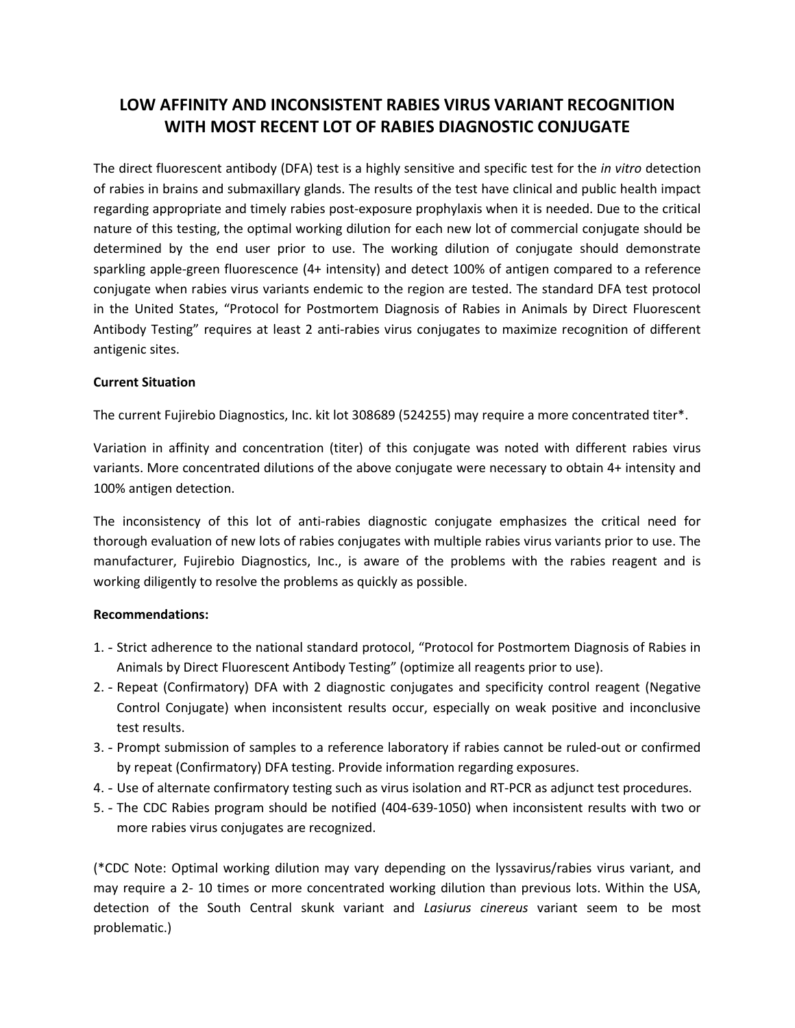# LOW AFFINITY AND INCONSISTENT RABIES VIRUS VARIANT RECOGNITION WITH MOST RECENT LOT OF RABIES DIAGNOSTIC CONJUGATE

The direct fluorescent antibody (DFA) test is a highly sensitive and specific test for the *in vitro* detection of rabies in brains and submaxillary glands. The results of the test have clinical and public health impact regarding appropriate and timely rabies post-exposure prophylaxis when it is needed. Due to the critical nature of this testing, the optimal working dilution for each new lot of commercial conjugate should be determined by the end user prior to use. The working dilution of conjugate should demonstrate sparkling apple-green fluorescence (4+ intensity) and detect 100% of antigen compared to a reference conjugate when rabies virus variants endemic to the region are tested. The standard DFA test protocol in the United States, "Protocol for Postmortem Diagnosis of Rabies in Animals by Direct Fluorescent Antibody Testing" requires at least 2 anti-rabies virus conjugates to maximize recognition of different antigenic sites.

**Current Situation**

The current Fujirebio Diagnostics, Inc. kit lot 308689 (524255) may require a more concentrated titer*.

Variation in affinity and concentration (titer) of this conjugate was noted with different rabies virus variants. More concentrated dilutions of the above conjugate were necessary to obtain 4+ intensity and 100% antigen detection.

The inconsistency of this lot of anti-rabies diagnostic conjugate emphasizes the critical need for thorough evaluation of new lots of rabies conjugates with multiple rabies virus variants prior to use. The manufacturer, Fujirebio Diagnostics, Inc., is aware of the problems with the rabies reagent and is working diligently to resolve the problems as quickly as possible.

**Recommendations:**

1. - Strict adherence to the national standard protocol, "Protocol for Postmortem Diagnosis of Rabies in Animals by Direct Fluorescent Antibody Testing" (optimize all reagents prior to use).
2. - Repeat (Confirmatory) DFA with 2 diagnostic conjugates and specificity control reagent (Negative Control Conjugate) when inconsistent results occur, especially on weak positive and inconclusive test results.
3. - Prompt submission of samples to a reference laboratory if rabies cannot be ruled-out or confirmed by repeat (Confirmatory) DFA testing. Provide information regarding exposures.
4. - Use of alternate confirmatory testing such as virus isolation and RT-PCR as adjunct test procedures.
5. - The CDC Rabies program should be notified (404-639-1050) when inconsistent results with two or more rabies virus conjugates are recognized.

(*CDC Note: Optimal working dilution may vary depending on the lyssavirus/rabies virus variant, and may require a 2- 10 times or more concentrated working dilution than previous lots. Within the USA, detection of the South Central skunk variant and *Lasiurus cinereus* variant seem to be most problematic.)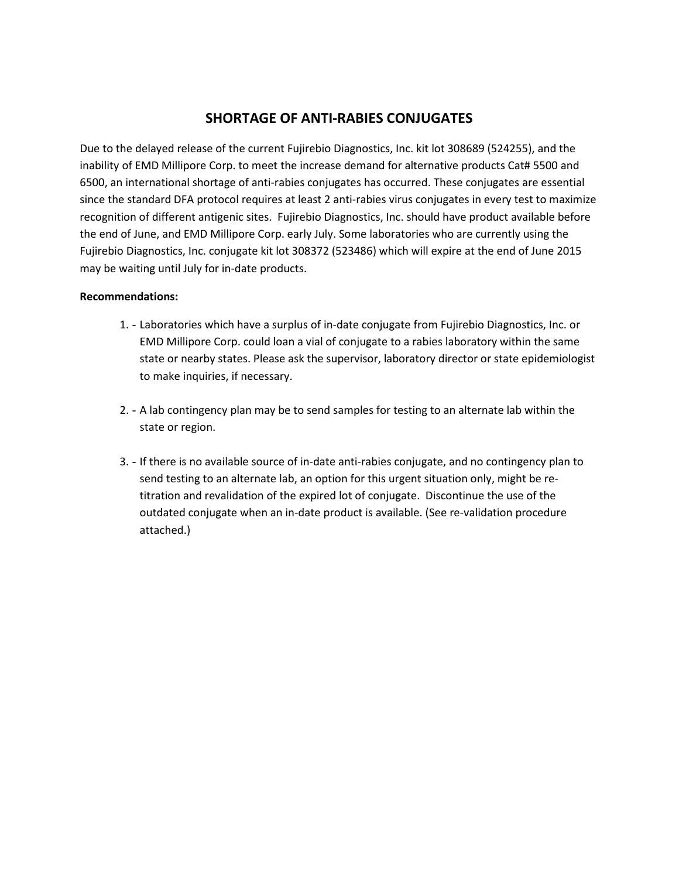# SHORTAGE OF ANTI-RABIES CONJUGATES

Due to the delayed release of the current Fujirebio Diagnostics, Inc. kit lot 308689 (524255), and the inability of EMD Millipore Corp. to meet the increase demand for alternative products Cat# 5500 and 6500, an international shortage of anti-rabies conjugates has occurred. These conjugates are essential since the standard DFA protocol requires at least 2 anti-rabies virus conjugates in every test to maximize recognition of different antigenic sites. Fujirebio Diagnostics, Inc. should have product available before the end of June, and EMD Millipore Corp. early July. Some laboratories who are currently using the Fujirebio Diagnostics, Inc. conjugate kit lot 308372 (523486) which will expire at the end of June 2015 may be waiting until July for in-date products.

**Recommendations:**

1. - Laboratories which have a surplus of in-date conjugate from Fujirebio Diagnostics, Inc. or EMD Millipore Corp. could loan a vial of conjugate to a rabies laboratory within the same state or nearby states. Please ask the supervisor, laboratory director or state epidemiologist to make inquiries, if necessary.

2. - A lab contingency plan may be to send samples for testing to an alternate lab within the state or region.

3. - If there is no available source of in-date anti-rabies conjugate, and no contingency plan to send testing to an alternate lab, an option for this urgent situation only, might be re-titration and revalidation of the expired lot of conjugate. Discontinue the use of the outdated conjugate when an in-date product is available. (See re-validation procedure attached.)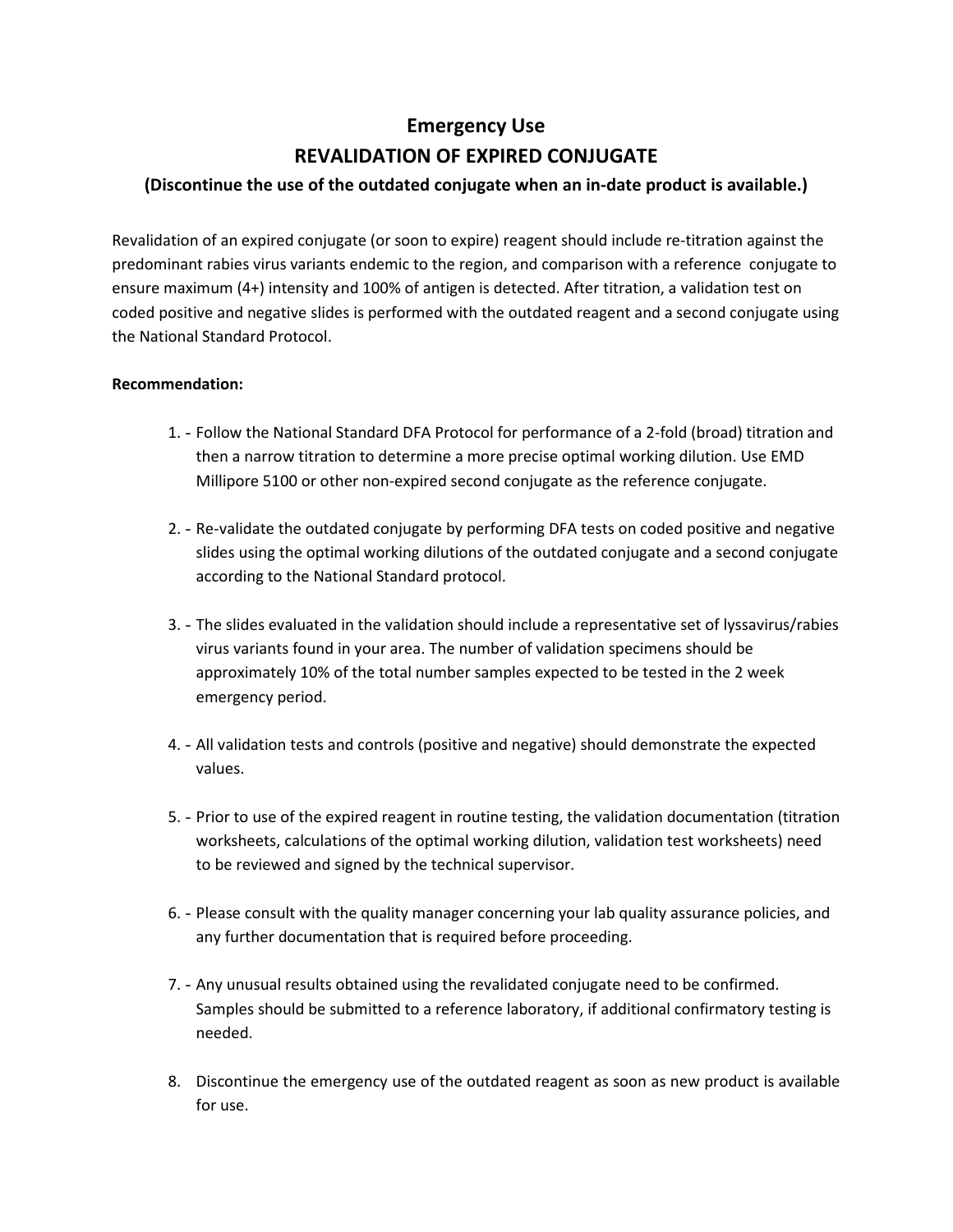# Emergency Use

## REVALIDATION OF EXPIRED CONJUGATE

### (Discontinue the use of the outdated conjugate when an in-date product is available.)

Revalidation of an expired conjugate (or soon to expire) reagent should include re-titration against the predominant rabies virus variants endemic to the region, and comparison with a reference conjugate to ensure maximum (4+) intensity and 100% of antigen is detected. After titration, a validation test on coded positive and negative slides is performed with the outdated reagent and a second conjugate using the National Standard Protocol.

**Recommendation:**

1. - Follow the National Standard DFA Protocol for performance of a 2-fold (broad) titration and then a narrow titration to determine a more precise optimal working dilution. Use EMD Millipore 5100 or other non-expired second conjugate as the reference conjugate.

2. - Re-validate the outdated conjugate by performing DFA tests on coded positive and negative slides using the optimal working dilutions of the outdated conjugate and a second conjugate according to the National Standard protocol.

3. - The slides evaluated in the validation should include a representative set of lyssavirus/rabies virus variants found in your area. The number of validation specimens should be approximately 10% of the total number samples expected to be tested in the 2 week emergency period.

4. - All validation tests and controls (positive and negative) should demonstrate the expected values.

5. - Prior to use of the expired reagent in routine testing, the validation documentation (titration worksheets, calculations of the optimal working dilution, validation test worksheets) need to be reviewed and signed by the technical supervisor.

6. - Please consult with the quality manager concerning your lab quality assurance policies, and any further documentation that is required before proceeding.

7. - Any unusual results obtained using the revalidated conjugate need to be confirmed. Samples should be submitted to a reference laboratory, if additional confirmatory testing is needed.

8. Discontinue the emergency use of the outdated reagent as soon as new product is available for use.